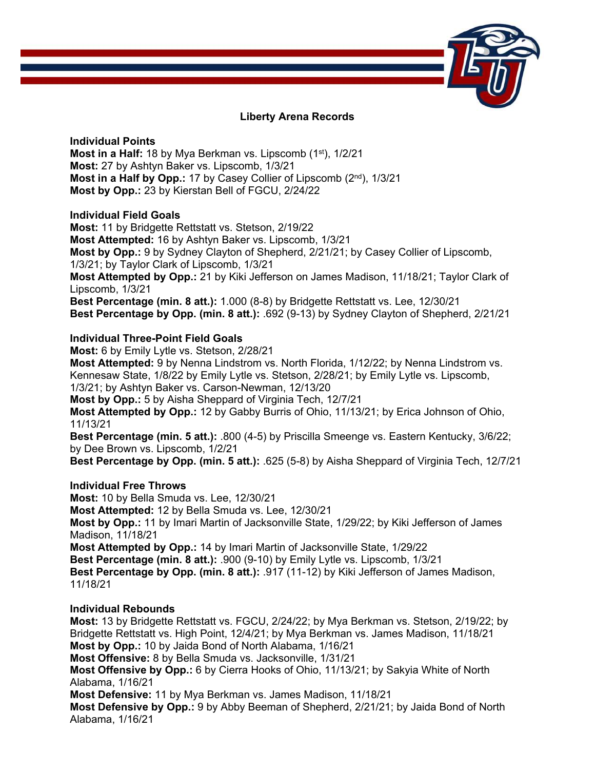# Liberty Arena Records

## Individual Points

**Most in a Half:** 18 by Mya Berkman vs. Lipscomb (1st), 1/2/21
**Most:** 27 by Ashtyn Baker vs. Lipscomb, 1/3/21
**Most in a Half by Opp.:** 17 by Casey Collier of Lipscomb (2nd), 1/3/21
**Most by Opp.:** 23 by Kierstan Bell of FGCU, 2/24/22

## Individual Field Goals

**Most:** 11 by Bridgette Rettstatt vs. Stetson, 2/19/22
**Most Attempted:** 16 by Ashtyn Baker vs. Lipscomb, 1/3/21
**Most by Opp.:** 9 by Sydney Clayton of Shepherd, 2/21/21; by Casey Collier of Lipscomb, 1/3/21; by Taylor Clark of Lipscomb, 1/3/21
**Most Attempted by Opp.:** 21 by Kiki Jefferson on James Madison, 11/18/21; Taylor Clark of Lipscomb, 1/3/21
**Best Percentage (min. 8 att.):** 1.000 (8-8) by Bridgette Rettstatt vs. Lee, 12/30/21
**Best Percentage by Opp. (min. 8 att.):** .692 (9-13) by Sydney Clayton of Shepherd, 2/21/21

## Individual Three-Point Field Goals

**Most:** 6 by Emily Lytle vs. Stetson, 2/28/21
**Most Attempted:** 9 by Nenna Lindstrom vs. North Florida, 1/12/22; by Nenna Lindstrom vs. Kennesaw State, 1/8/22 by Emily Lytle vs. Stetson, 2/28/21; by Emily Lytle vs. Lipscomb, 1/3/21; by Ashtyn Baker vs. Carson-Newman, 12/13/20
**Most by Opp.:** 5 by Aisha Sheppard of Virginia Tech, 12/7/21
**Most Attempted by Opp.:** 12 by Gabby Burris of Ohio, 11/13/21; by Erica Johnson of Ohio, 11/13/21
**Best Percentage (min. 5 att.):** .800 (4-5) by Priscilla Smeenge vs. Eastern Kentucky, 3/6/22; by Dee Brown vs. Lipscomb, 1/2/21
**Best Percentage by Opp. (min. 5 att.):** .625 (5-8) by Aisha Sheppard of Virginia Tech, 12/7/21

## Individual Free Throws

**Most:** 10 by Bella Smuda vs. Lee, 12/30/21
**Most Attempted:** 12 by Bella Smuda vs. Lee, 12/30/21
**Most by Opp.:** 11 by Imari Martin of Jacksonville State, 1/29/22; by Kiki Jefferson of James Madison, 11/18/21
**Most Attempted by Opp.:** 14 by Imari Martin of Jacksonville State, 1/29/22
**Best Percentage (min. 8 att.):** .900 (9-10) by Emily Lytle vs. Lipscomb, 1/3/21
**Best Percentage by Opp. (min. 8 att.):** .917 (11-12) by Kiki Jefferson of James Madison, 11/18/21

## Individual Rebounds

**Most:** 13 by Bridgette Rettstatt vs. FGCU, 2/24/22; by Mya Berkman vs. Stetson, 2/19/22; by Bridgette Rettstatt vs. High Point, 12/4/21; by Mya Berkman vs. James Madison, 11/18/21
**Most by Opp.:** 10 by Jaida Bond of North Alabama, 1/16/21
**Most Offensive:** 8 by Bella Smuda vs. Jacksonville, 1/31/21
**Most Offensive by Opp.:** 6 by Cierra Hooks of Ohio, 11/13/21; by Sakyia White of North Alabama, 1/16/21
**Most Defensive:** 11 by Mya Berkman vs. James Madison, 11/18/21
**Most Defensive by Opp.:** 9 by Abby Beeman of Shepherd, 2/21/21; by Jaida Bond of North Alabama, 1/16/21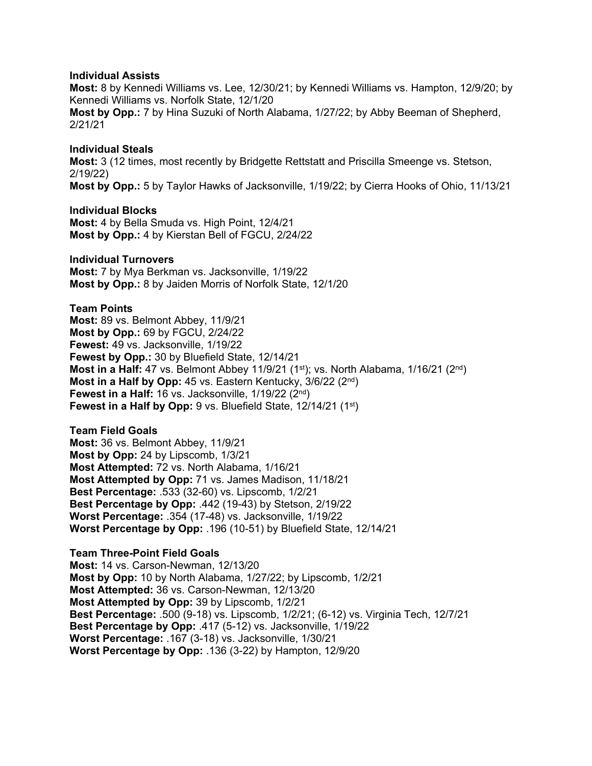**Individual Assists**

**Most:** 8 by Kennedi Williams vs. Lee, 12/30/21; by Kennedi Williams vs. Hampton, 12/9/20; by Kennedi Williams vs. Norfolk State, 12/1/20

**Most by Opp.:** 7 by Hina Suzuki of North Alabama, 1/27/22; by Abby Beeman of Shepherd, 2/21/21

**Individual Steals**

**Most:** 3 (12 times, most recently by Bridgette Rettstatt and Priscilla Smeenge vs. Stetson, 2/19/22)

**Most by Opp.:** 5 by Taylor Hawks of Jacksonville, 1/19/22; by Cierra Hooks of Ohio, 11/13/21

**Individual Blocks**

**Most:** 4 by Bella Smuda vs. High Point, 12/4/21

**Most by Opp.:** 4 by Kierstan Bell of FGCU, 2/24/22

**Individual Turnovers**

**Most:** 7 by Mya Berkman vs. Jacksonville, 1/19/22

**Most by Opp.:** 8 by Jaiden Morris of Norfolk State, 12/1/20

**Team Points**

**Most:** 89 vs. Belmont Abbey, 11/9/21

**Most by Opp.:** 69 by FGCU, 2/24/22

**Fewest:** 49 vs. Jacksonville, 1/19/22

**Fewest by Opp.:** 30 by Bluefield State, 12/14/21

**Most in a Half:** 47 vs. Belmont Abbey 11/9/21 (1st); vs. North Alabama, 1/16/21 (2nd)

**Most in a Half by Opp:** 45 vs. Eastern Kentucky, 3/6/22 (2nd)

**Fewest in a Half:** 16 vs. Jacksonville, 1/19/22 (2nd)

**Fewest in a Half by Opp:** 9 vs. Bluefield State, 12/14/21 (1st)

**Team Field Goals**

**Most:** 36 vs. Belmont Abbey, 11/9/21

**Most by Opp:** 24 by Lipscomb, 1/3/21

**Most Attempted:** 72 vs. North Alabama, 1/16/21

**Most Attempted by Opp:** 71 vs. James Madison, 11/18/21

**Best Percentage:** .533 (32-60) vs. Lipscomb, 1/2/21

**Best Percentage by Opp:** .442 (19-43) by Stetson, 2/19/22

**Worst Percentage:** .354 (17-48) vs. Jacksonville, 1/19/22

**Worst Percentage by Opp:** .196 (10-51) by Bluefield State, 12/14/21

**Team Three-Point Field Goals**

**Most:** 14 vs. Carson-Newman, 12/13/20

**Most by Opp:** 10 by North Alabama, 1/27/22; by Lipscomb, 1/2/21

**Most Attempted:** 36 vs. Carson-Newman, 12/13/20

**Most Attempted by Opp:** 39 by Lipscomb, 1/2/21

**Best Percentage:** .500 (9-18) vs. Lipscomb, 1/2/21; (6-12) vs. Virginia Tech, 12/7/21

**Best Percentage by Opp:** .417 (5-12) vs. Jacksonville, 1/19/22

**Worst Percentage:** .167 (3-18) vs. Jacksonville, 1/30/21

**Worst Percentage by Opp:** .136 (3-22) by Hampton, 12/9/20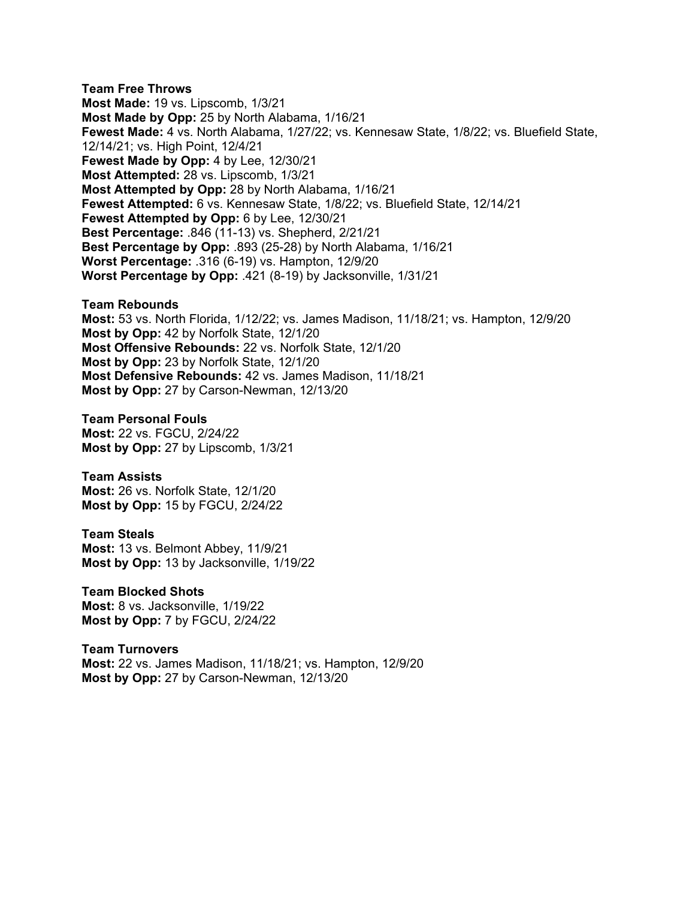**Team Free Throws**
**Most Made:** 19 vs. Lipscomb, 1/3/21
**Most Made by Opp:** 25 by North Alabama, 1/16/21
**Fewest Made:** 4 vs. North Alabama, 1/27/22; vs. Kennesaw State, 1/8/22; vs. Bluefield State, 12/14/21; vs. High Point, 12/4/21
**Fewest Made by Opp:** 4 by Lee, 12/30/21
**Most Attempted:** 28 vs. Lipscomb, 1/3/21
**Most Attempted by Opp:** 28 by North Alabama, 1/16/21
**Fewest Attempted:** 6 vs. Kennesaw State, 1/8/22; vs. Bluefield State, 12/14/21
**Fewest Attempted by Opp:** 6 by Lee, 12/30/21
**Best Percentage:** .846 (11-13) vs. Shepherd, 2/21/21
**Best Percentage by Opp:** .893 (25-28) by North Alabama, 1/16/21
**Worst Percentage:** .316 (6-19) vs. Hampton, 12/9/20
**Worst Percentage by Opp:** .421 (8-19) by Jacksonville, 1/31/21

**Team Rebounds**
**Most:** 53 vs. North Florida, 1/12/22; vs. James Madison, 11/18/21; vs. Hampton, 12/9/20
**Most by Opp:** 42 by Norfolk State, 12/1/20
**Most Offensive Rebounds:** 22 vs. Norfolk State, 12/1/20
**Most by Opp:** 23 by Norfolk State, 12/1/20
**Most Defensive Rebounds:** 42 vs. James Madison, 11/18/21
**Most by Opp:** 27 by Carson-Newman, 12/13/20

**Team Personal Fouls**
**Most:** 22 vs. FGCU, 2/24/22
**Most by Opp:** 27 by Lipscomb, 1/3/21

**Team Assists**
**Most:** 26 vs. Norfolk State, 12/1/20
**Most by Opp:** 15 by FGCU, 2/24/22

**Team Steals**
**Most:** 13 vs. Belmont Abbey, 11/9/21
**Most by Opp:** 13 by Jacksonville, 1/19/22

**Team Blocked Shots**
**Most:** 8 vs. Jacksonville, 1/19/22
**Most by Opp:** 7 by FGCU, 2/24/22

**Team Turnovers**
**Most:** 22 vs. James Madison, 11/18/21; vs. Hampton, 12/9/20
**Most by Opp:** 27 by Carson-Newman, 12/13/20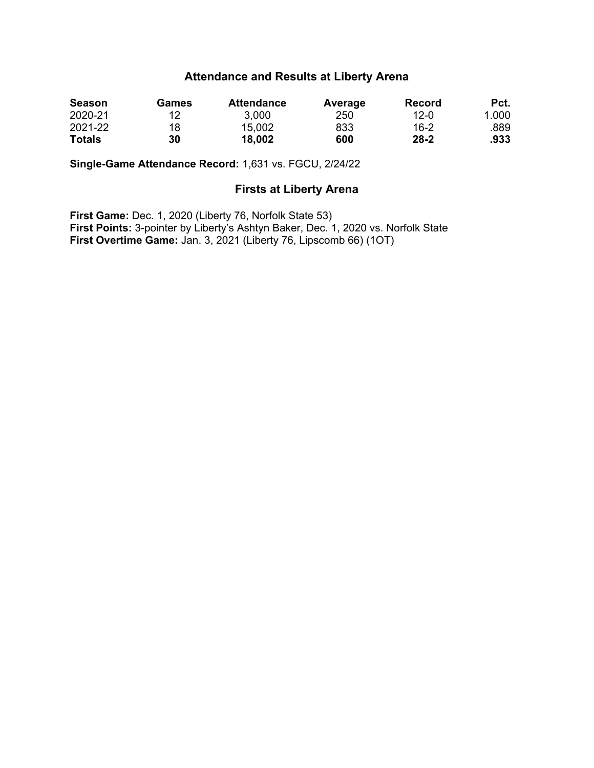## Attendance and Results at Liberty Arena

| Season | Games | Attendance | Average | Record | Pct. |
|---|---|---|---|---|---|
| 2020-21 | 12 | 3,000 | 250 | 12-0 | 1.000 |
| 2021-22 | 18 | 15,002 | 833 | 16-2 | .889 |
| **Totals** | **30** | **18,002** | **600** | **28-2** | **.933** |

**Single-Game Attendance Record:** 1,631 vs. FGCU, 2/24/22

## Firsts at Liberty Arena

**First Game:** Dec. 1, 2020 (Liberty 76, Norfolk State 53)
**First Points:** 3-pointer by Liberty's Ashtyn Baker, Dec. 1, 2020 vs. Norfolk State
**First Overtime Game:** Jan. 3, 2021 (Liberty 76, Lipscomb 66) (1OT)